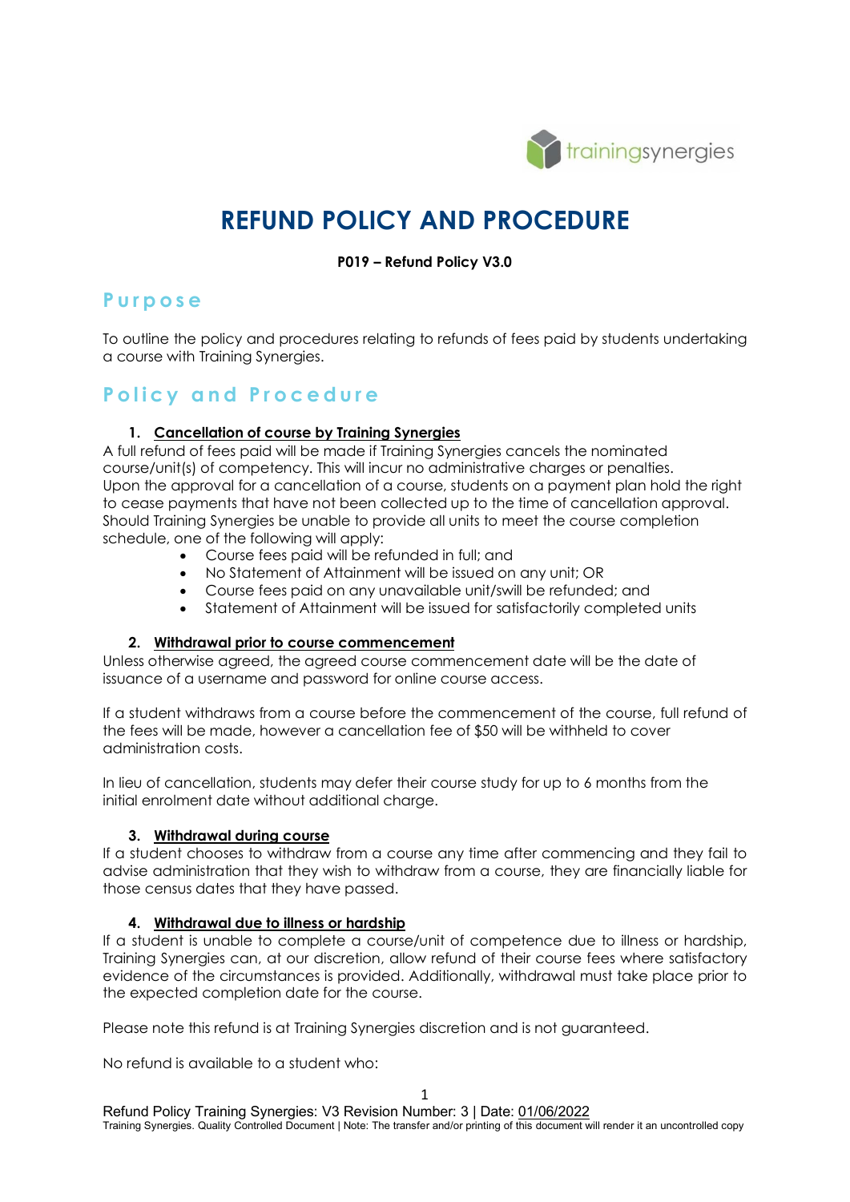# REFUND POLICY AND PROCEDURE

**P019 – Refund Policy V3.0**

## Purpose

To outline the policy and procedures relating to refunds of fees paid by students undertaking a course with Training Synergies.

## Policy and Procedure

### 1. Cancellation of course by Training Synergies

A full refund of fees paid will be made if Training Synergies cancels the nominated course/unit(s) of competency. This will incur no administrative charges or penalties. Upon the approval for a cancellation of a course, students on a payment plan hold the right to cease payments that have not been collected up to the time of cancellation approval. Should Training Synergies be unable to provide all units to meet the course completion schedule, one of the following will apply:

- Course fees paid will be refunded in full; and
- No Statement of Attainment will be issued on any unit; OR
- Course fees paid on any unavailable unit/swill be refunded; and
- Statement of Attainment will be issued for satisfactorily completed units

### 2. Withdrawal prior to course commencement

Unless otherwise agreed, the agreed course commencement date will be the date of issuance of a username and password for online course access.

If a student withdraws from a course before the commencement of the course, full refund of the fees will be made, however a cancellation fee of $50 will be withheld to cover administration costs.

In lieu of cancellation, students may defer their course study for up to 6 months from the initial enrolment date without additional charge.

### 3. Withdrawal during course

If a student chooses to withdraw from a course any time after commencing and they fail to advise administration that they wish to withdraw from a course, they are financially liable for those census dates that they have passed.

### 4. Withdrawal due to illness or hardship

If a student is unable to complete a course/unit of competence due to illness or hardship, Training Synergies can, at our discretion, allow refund of their course fees where satisfactory evidence of the circumstances is provided. Additionally, withdrawal must take place prior to the expected completion date for the course.

Please note this refund is at Training Synergies discretion and is not guaranteed.

No refund is available to a student who: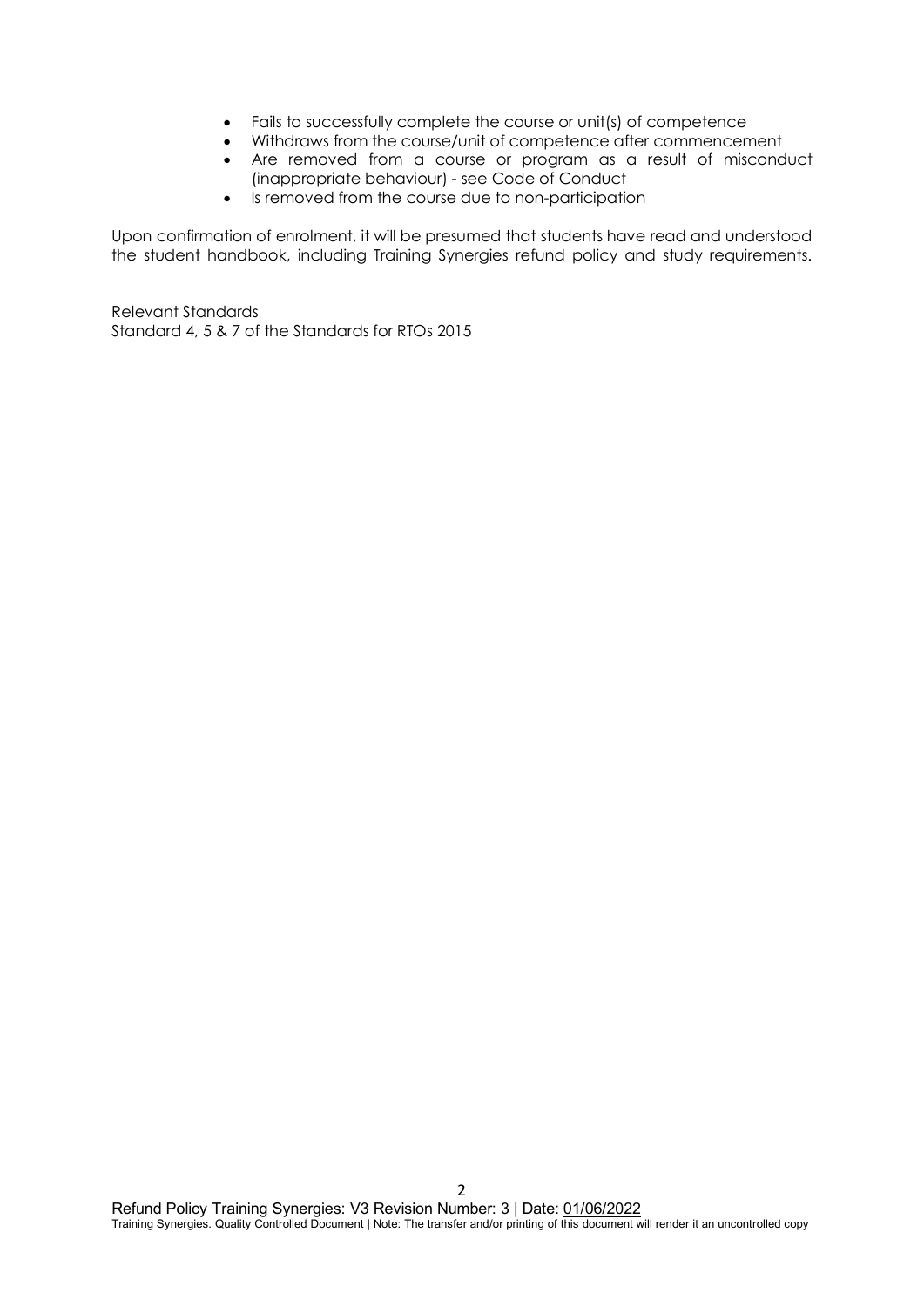- Fails to successfully complete the course or unit(s) of competence
- Withdraws from the course/unit of competence after commencement
- Are removed from a course or program as a result of misconduct (inappropriate behaviour) - see Code of Conduct
- Is removed from the course due to non-participation

Upon confirmation of enrolment, it will be presumed that students have read and understood the student handbook, including Training Synergies refund policy and study requirements.

Relevant Standards
Standard 4, 5 & 7 of the Standards for RTOs 2015